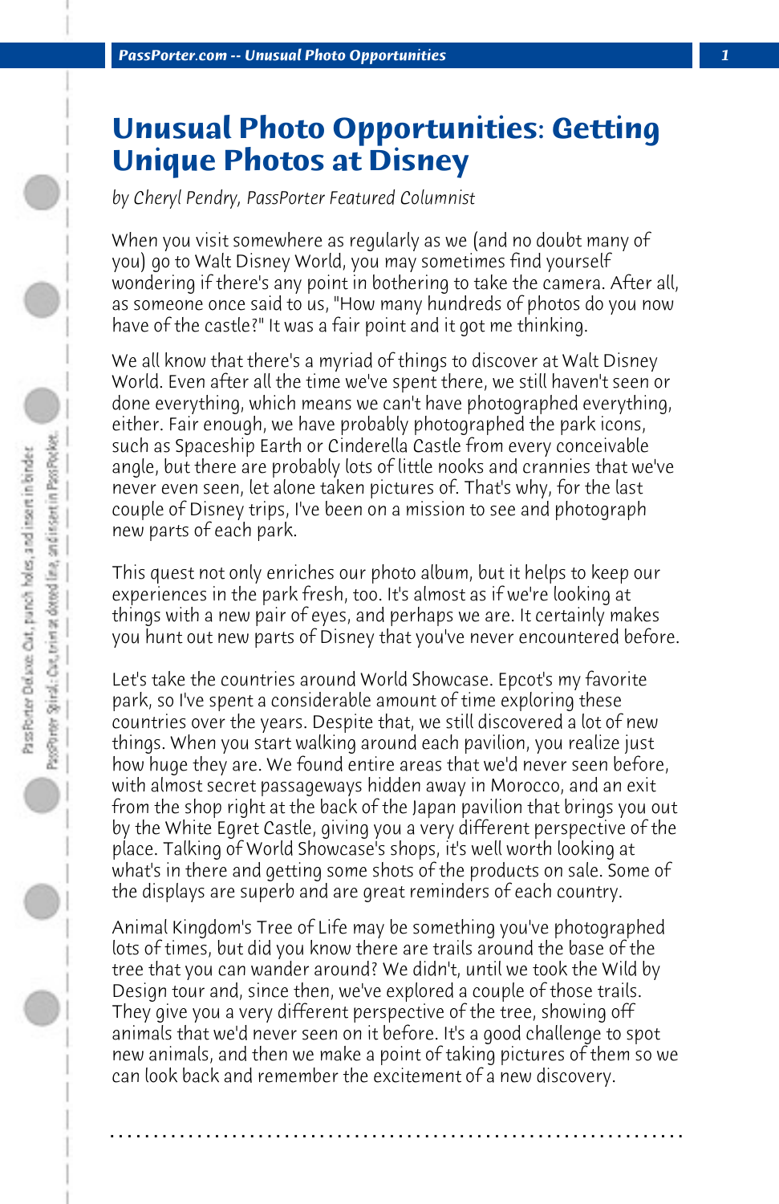# Unusual Photo Opportunities: Getting Unique Photos at Disney

*by Cheryl Pendry, PassPorter Featured Columnist*

When you visit somewhere as regularly as we (and no doubt many of you) go to Walt Disney World, you may sometimes find yourself wondering if there's any point in bothering to take the camera. After all, as someone once said to us, "How many hundreds of photos do you now have of the castle?" It was a fair point and it got me thinking.

We all know that there's a myriad of things to discover at Walt Disney World. Even after all the time we've spent there, we still haven't seen or done everything, which means we can't have photographed everything, either. Fair enough, we have probably photographed the park icons, such as Spaceship Earth or Cinderella Castle from every conceivable angle, but there are probably lots of little nooks and crannies that we've never even seen, let alone taken pictures of. That's why, for the last couple of Disney trips, I've been on a mission to see and photograph new parts of each park.

This quest not only enriches our photo album, but it helps to keep our experiences in the park fresh, too. It's almost as if we're looking at things with a new pair of eyes, and perhaps we are. It certainly makes you hunt out new parts of Disney that you've never encountered before.

Let's take the countries around World Showcase. Epcot's my favorite park, so I've spent a considerable amount of time exploring these countries over the years. Despite that, we still discovered a lot of new things. When you start walking around each pavilion, you realize just how huge they are. We found entire areas that we'd never seen before, with almost secret passageways hidden away in Morocco, and an exit from the shop right at the back of the Japan pavilion that brings you out by the White Egret Castle, giving you a very different perspective of the place. Talking of World Showcase's shops, it's well worth looking at what's in there and getting some shots of the products on sale. Some of the displays are superb and are great reminders of each country.

Animal Kingdom's Tree of Life may be something you've photographed lots of times, but did you know there are trails around the base of the tree that you can wander around? We didn't, until we took the Wild by Design tour and, since then, we've explored a couple of those trails. They give you a very different perspective of the tree, showing off animals that we'd never seen on it before. It's a good challenge to spot new animals, and then we make a point of taking pictures of them so we can look back and remember the excitement of a new discovery.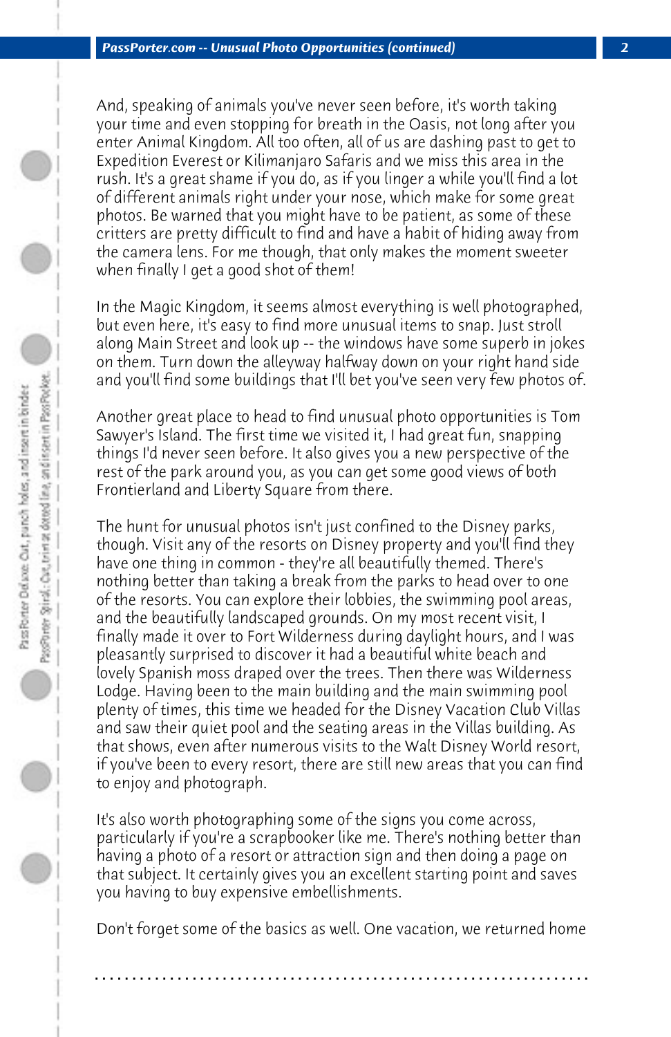And, speaking of animals you've never seen before, it's worth taking your time and even stopping for breath in the Oasis, not long after you enter Animal Kingdom. All too often, all of us are dashing past to get to Expedition Everest or Kilimanjaro Safaris and we miss this area in the rush. It's a great shame if you do, as if you linger a while you'll find a lot of different animals right under your nose, which make for some great photos. Be warned that you might have to be patient, as some of these critters are pretty difficult to find and have a habit of hiding away from the camera lens. For me though, that only makes the moment sweeter when finally I get a good shot of them!

In the Magic Kingdom, it seems almost everything is well photographed, but even here, it's easy to find more unusual items to snap. Just stroll along Main Street and look up -- the windows have some superb in jokes on them. Turn down the alleyway halfway down on your right hand side and you'll find some buildings that I'll bet you've seen very few photos of.

Another great place to head to find unusual photo opportunities is Tom Sawyer's Island. The first time we visited it, I had great fun, snapping things I'd never seen before. It also gives you a new perspective of the rest of the park around you, as you can get some good views of both Frontierland and Liberty Square from there.

The hunt for unusual photos isn't just confined to the Disney parks, though. Visit any of the resorts on Disney property and you'll find they have one thing in common - they're all beautifully themed. There's nothing better than taking a break from the parks to head over to one of the resorts. You can explore their lobbies, the swimming pool areas, and the beautifully landscaped grounds. On my most recent visit, I finally made it over to Fort Wilderness during daylight hours, and I was pleasantly surprised to discover it had a beautiful white beach and lovely Spanish moss draped over the trees. Then there was Wilderness Lodge. Having been to the main building and the main swimming pool plenty of times, this time we headed for the Disney Vacation Club Villas and saw their quiet pool and the seating areas in the Villas building. As that shows, even after numerous visits to the Walt Disney World resort, if you've been to every resort, there are still new areas that you can find to enjoy and photograph.

It's also worth photographing some of the signs you come across, particularly if you're a scrapbooker like me. There's nothing better than having a photo of a resort or attraction sign and then doing a page on that subject. It certainly gives you an excellent starting point and saves you having to buy expensive embellishments.

Don't forget some of the basics as well. One vacation, we returned home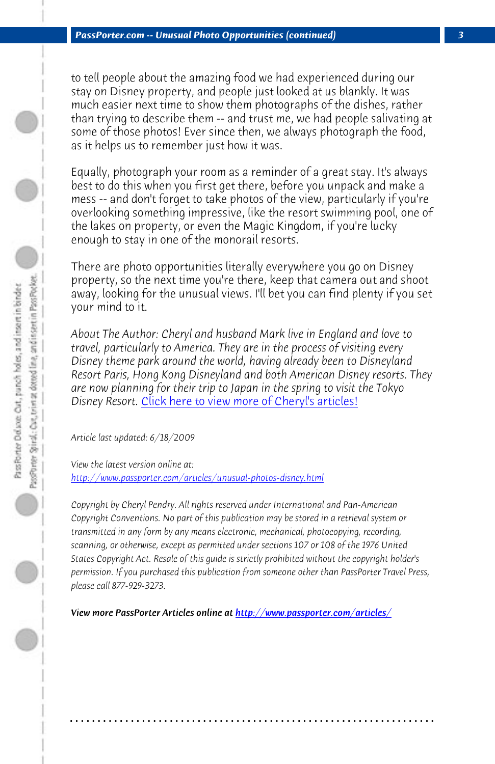to tell people about the amazing food we had experienced during our stay on Disney property, and people just looked at us blankly. It was much easier next time to show them photographs of the dishes, rather than trying to describe them -- and trust me, we had people salivating at some of those photos! Ever since then, we always photograph the food, as it helps us to remember just how it was.

Equally, photograph your room as a reminder of a great stay. It's always best to do this when you first get there, before you unpack and make a mess -- and don't forget to take photos of the view, particularly if you're overlooking something impressive, like the resort swimming pool, one of the lakes on property, or even the Magic Kingdom, if you're lucky enough to stay in one of the monorail resorts.

There are photo opportunities literally everywhere you go on Disney property, so the next time you're there, keep that camera out and shoot away, looking for the unusual views. I'll bet you can find plenty if you set your mind to it.

*About The Author: Cheryl and husband Mark live in England and love to travel, particularly to America. They are in the process of visiting every Disney theme park around the world, having already been to Disneyland Resort Paris, Hong Kong Disneyland and both American Disney resorts. They are now planning for their trip to Japan in the spring to visit the Tokyo Disney Resort.* Click here to view more of Cheryl's articles!

*Article last updated: 6/18/2009*

*View the latest version online at:*
*http://www.passporter.com/articles/unusual-photos-disney.html*

*Copyright by Cheryl Pendry. All rights reserved under International and Pan-American Copyright Conventions. No part of this publication may be stored in a retrieval system or transmitted in any form by any means electronic, mechanical, photocopying, recording, scanning, or otherwise, except as permitted under sections 107 or 108 of the 1976 United States Copyright Act. Resale of this guide is strictly prohibited without the copyright holder's permission. If you purchased this publication from someone other than PassPorter Travel Press, please call 877-929-3273.*

***View more PassPorter Articles online at http://www.passporter.com/articles/***